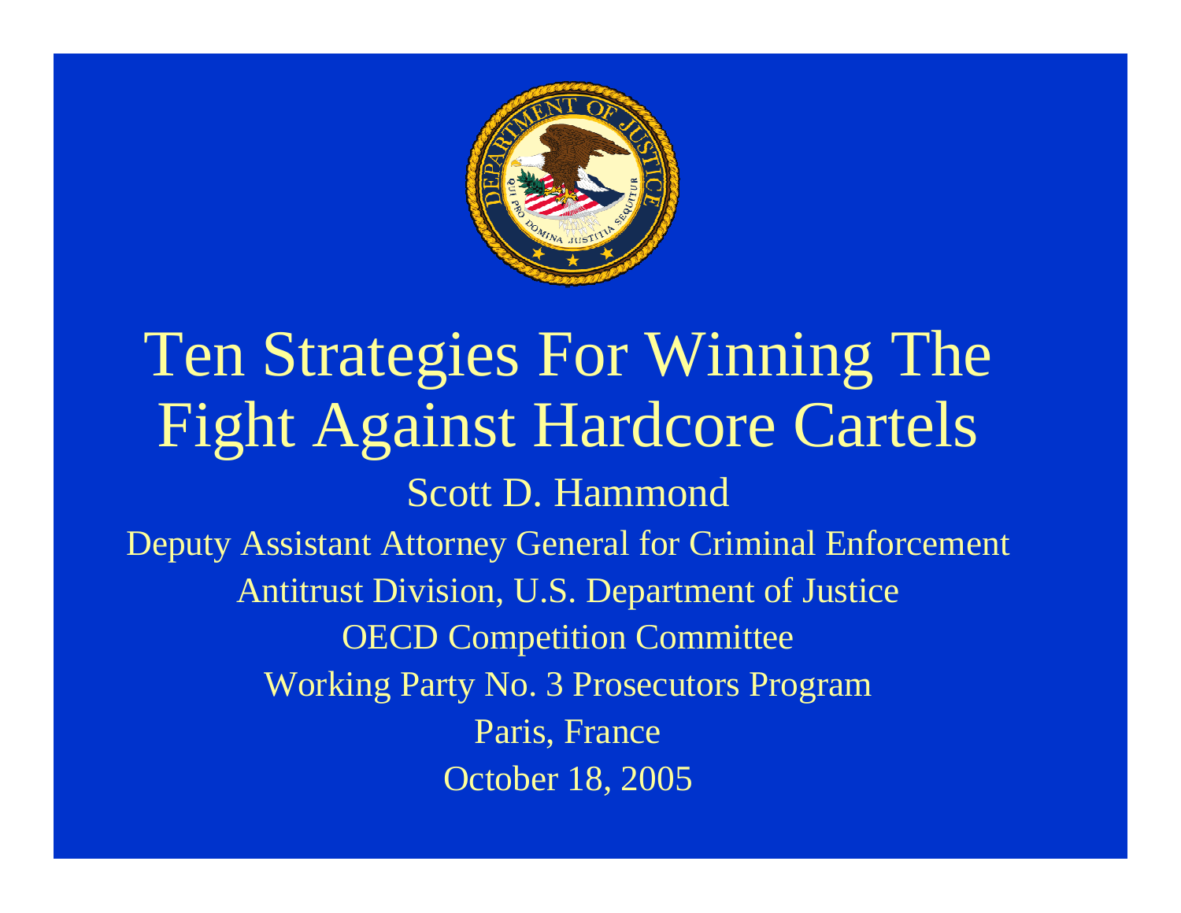# Ten Strategies For Winning The Fight Against Hardcore Cartels

Scott D. Hammond

Deputy Assistant Attorney General for Criminal Enforcement

Antitrust Division, U.S. Department of Justice

OECD Competition Committee

Working Party No. 3 Prosecutors Program

Paris, France

October 18, 2005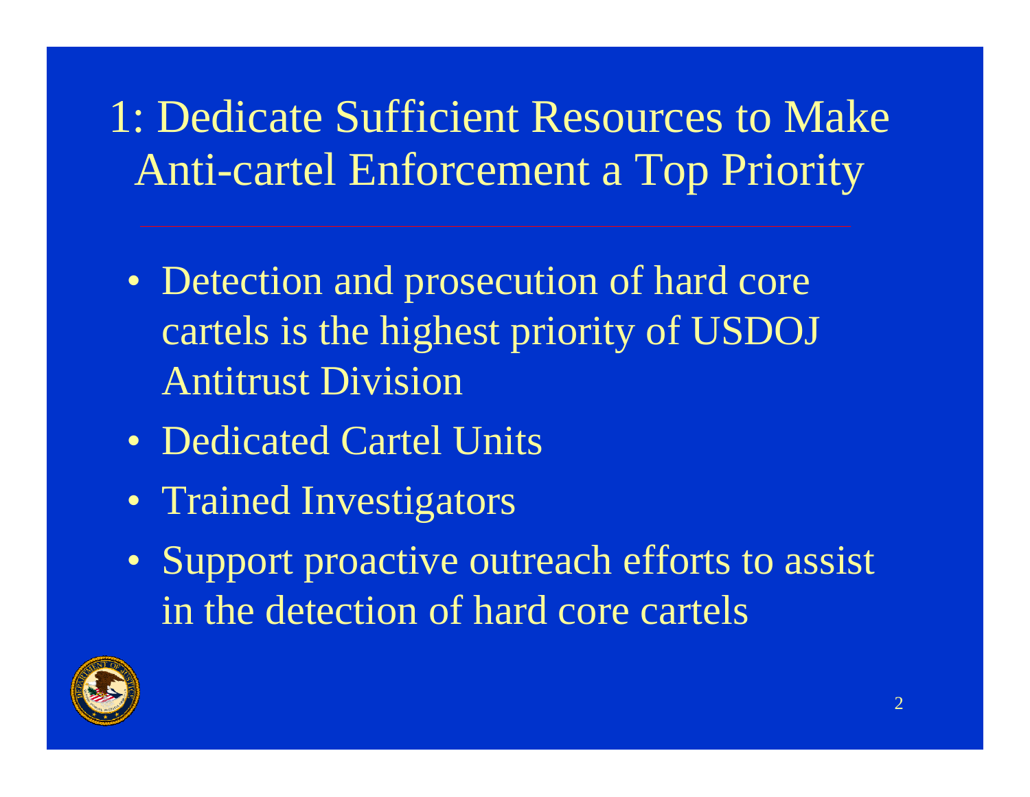# 1: Dedicate Sufficient Resources to Make Anti-cartel Enforcement a Top Priority

- Detection and prosecution of hard core cartels is the highest priority of USDOJ Antitrust Division
- Dedicated Cartel Units
- Trained Investigators
- Support proactive outreach efforts to assist in the detection of hard core cartels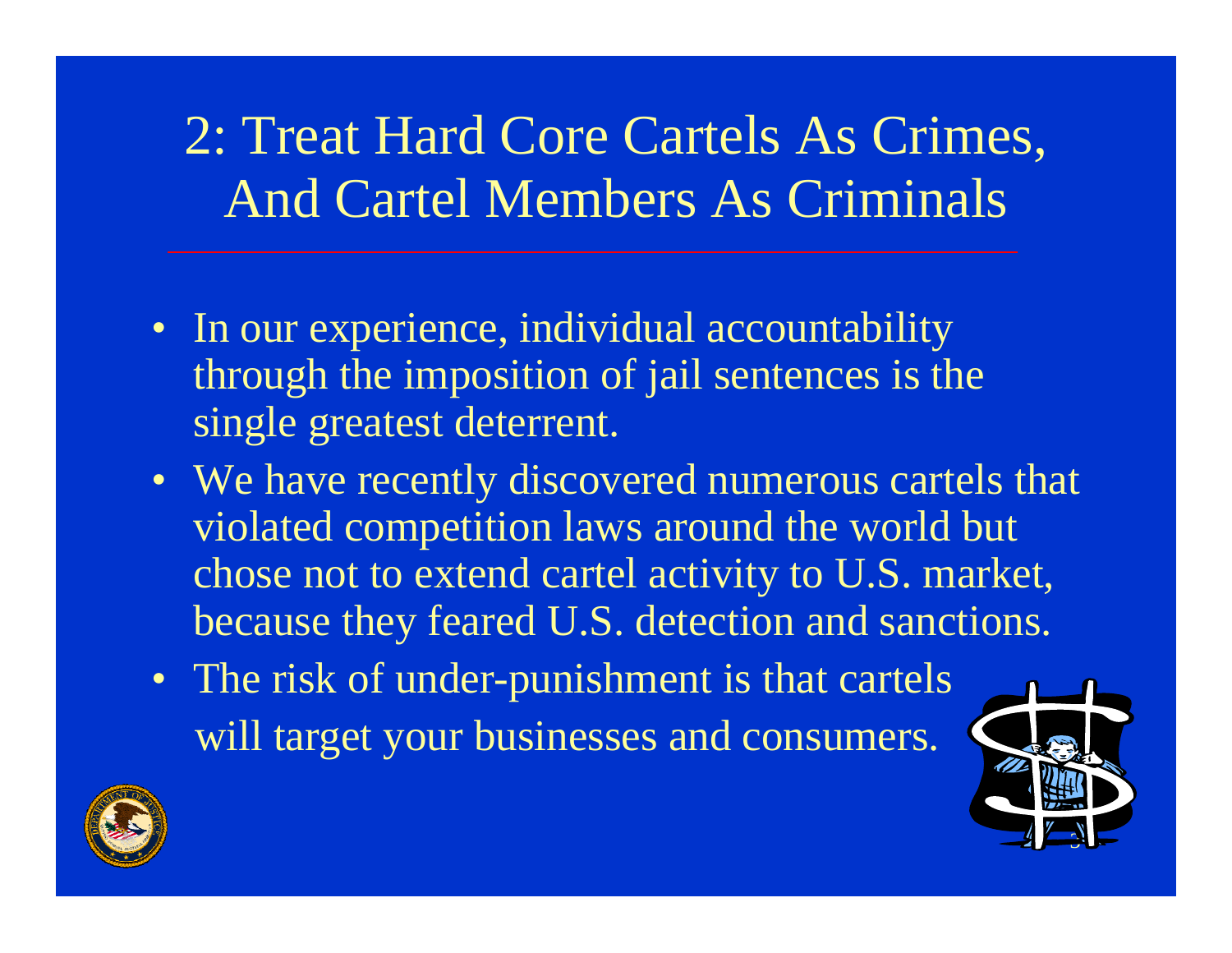# 2: Treat Hard Core Cartels As Crimes, And Cartel Members As Criminals

- In our experience, individual accountability through the imposition of jail sentences is the single greatest deterrent.
- We have recently discovered numerous cartels that violated competition laws around the world but chose not to extend cartel activity to U.S. market, because they feared U.S. detection and sanctions.
- The risk of under-punishment is that cartels will target your businesses and consumers.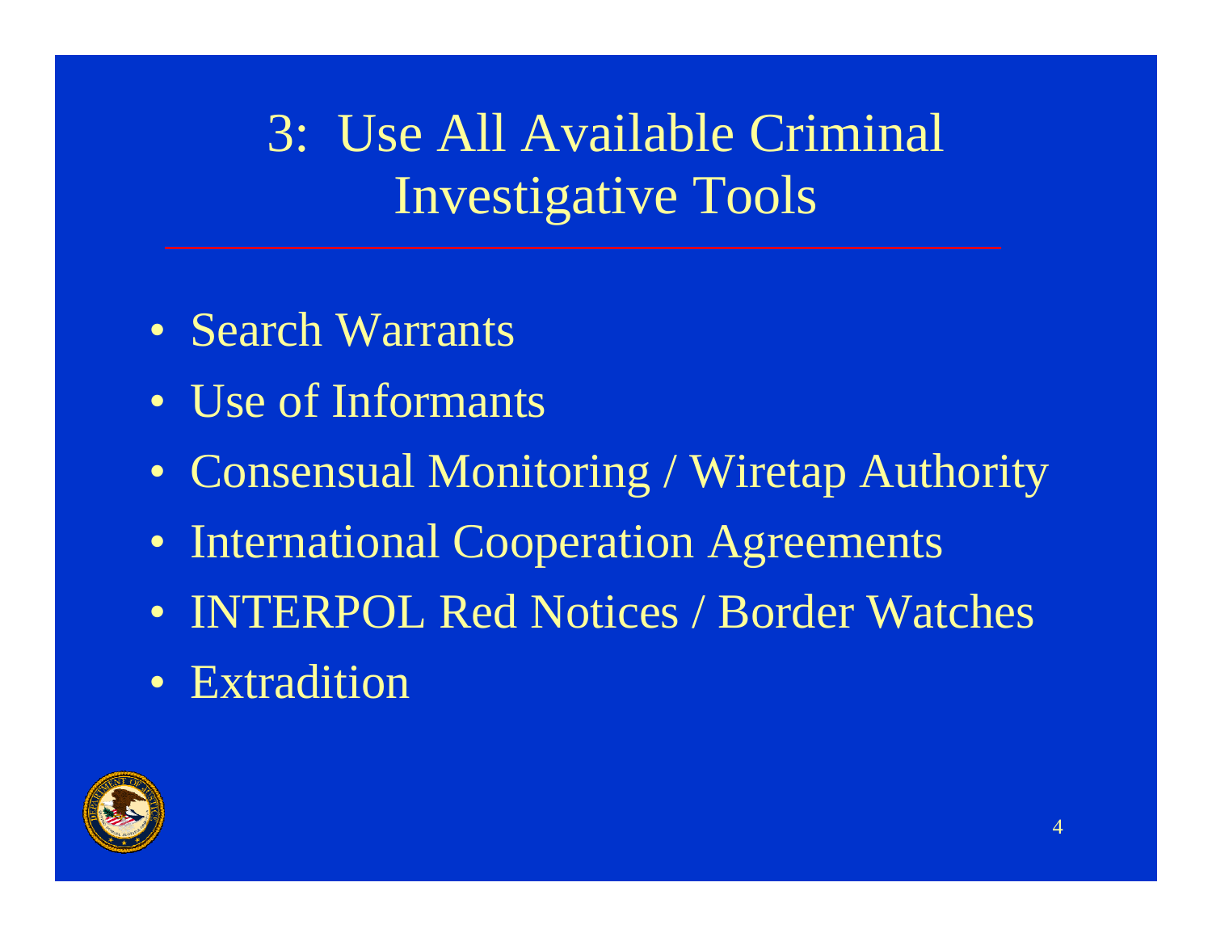# 3: Use All Available Criminal Investigative Tools

- Search Warrants
- Use of Informants
- Consensual Monitoring / Wiretap Authority
- International Cooperation Agreements
- INTERPOL Red Notices / Border Watches
- Extradition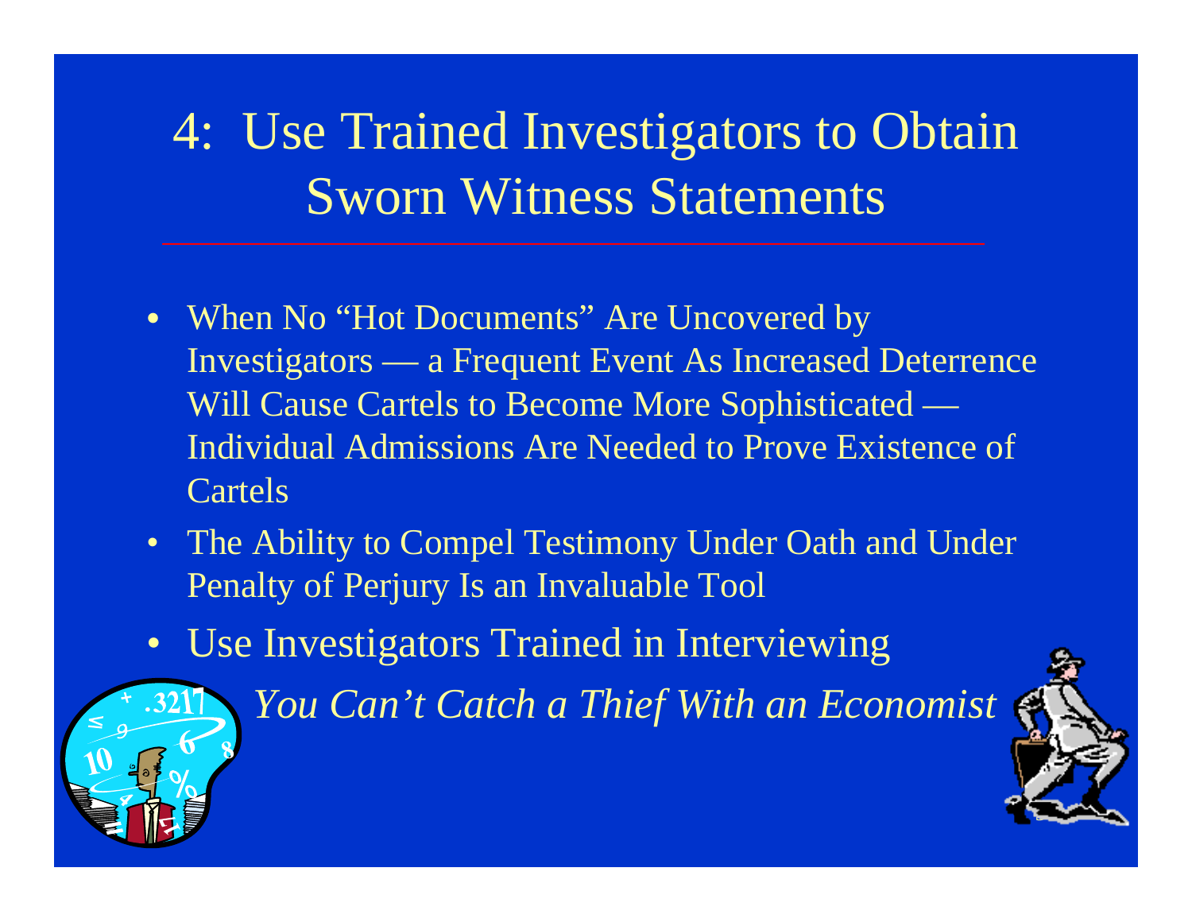# 4: Use Trained Investigators to Obtain Sworn Witness Statements

- When No "Hot Documents" Are Uncovered by Investigators — a Frequent Event As Increased Deterrence Will Cause Cartels to Become More Sophisticated — Individual Admissions Are Needed to Prove Existence of Cartels
- The Ability to Compel Testimony Under Oath and Under Penalty of Perjury Is an Invaluable Tool
- Use Investigators Trained in Interviewing

*You Can't Catch a Thief With an Economist*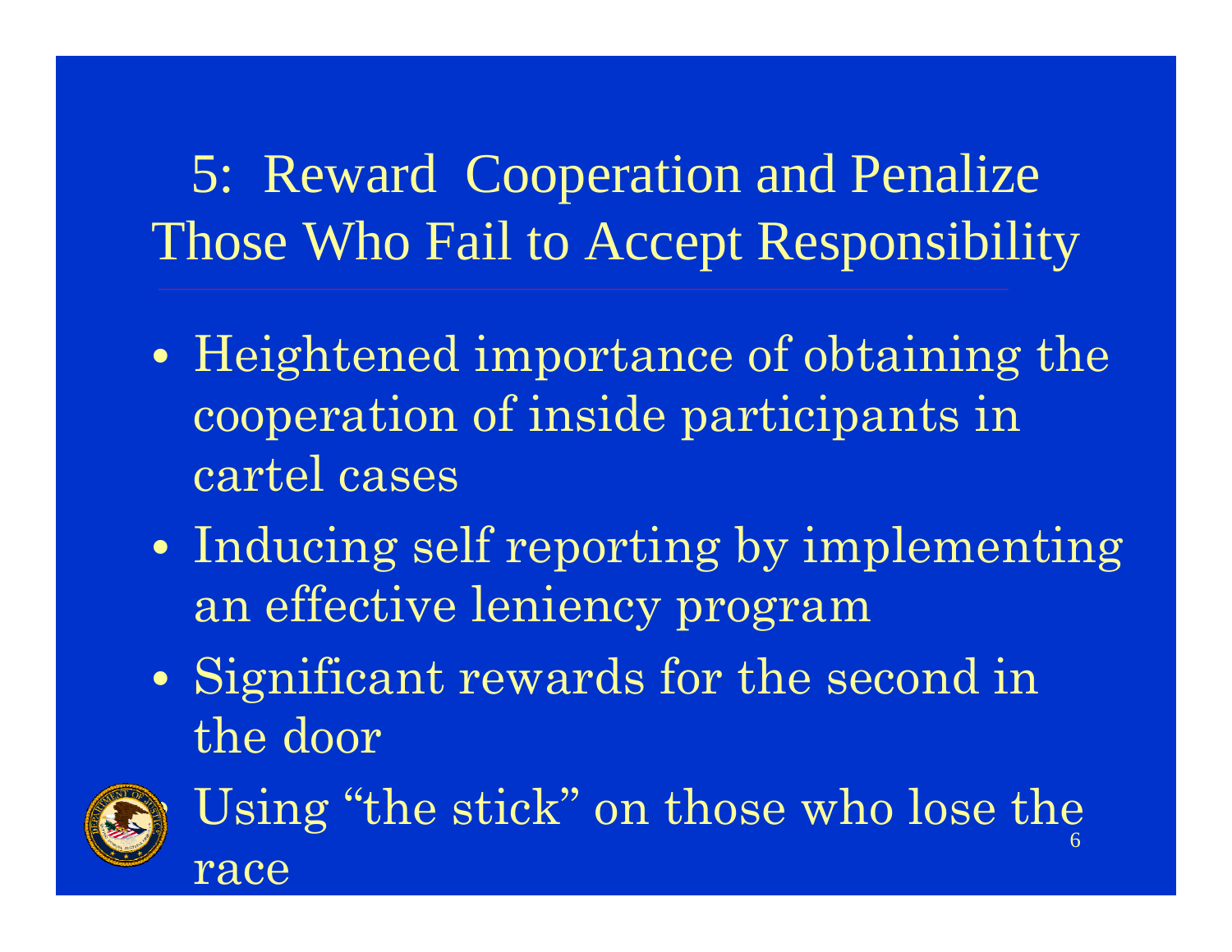# 5: Reward Cooperation and Penalize Those Who Fail to Accept Responsibility

- Heightened importance of obtaining the cooperation of inside participants in cartel cases
- Inducing self reporting by implementing an effective leniency program
- Significant rewards for the second in the door
- Using "the stick" on those who lose the race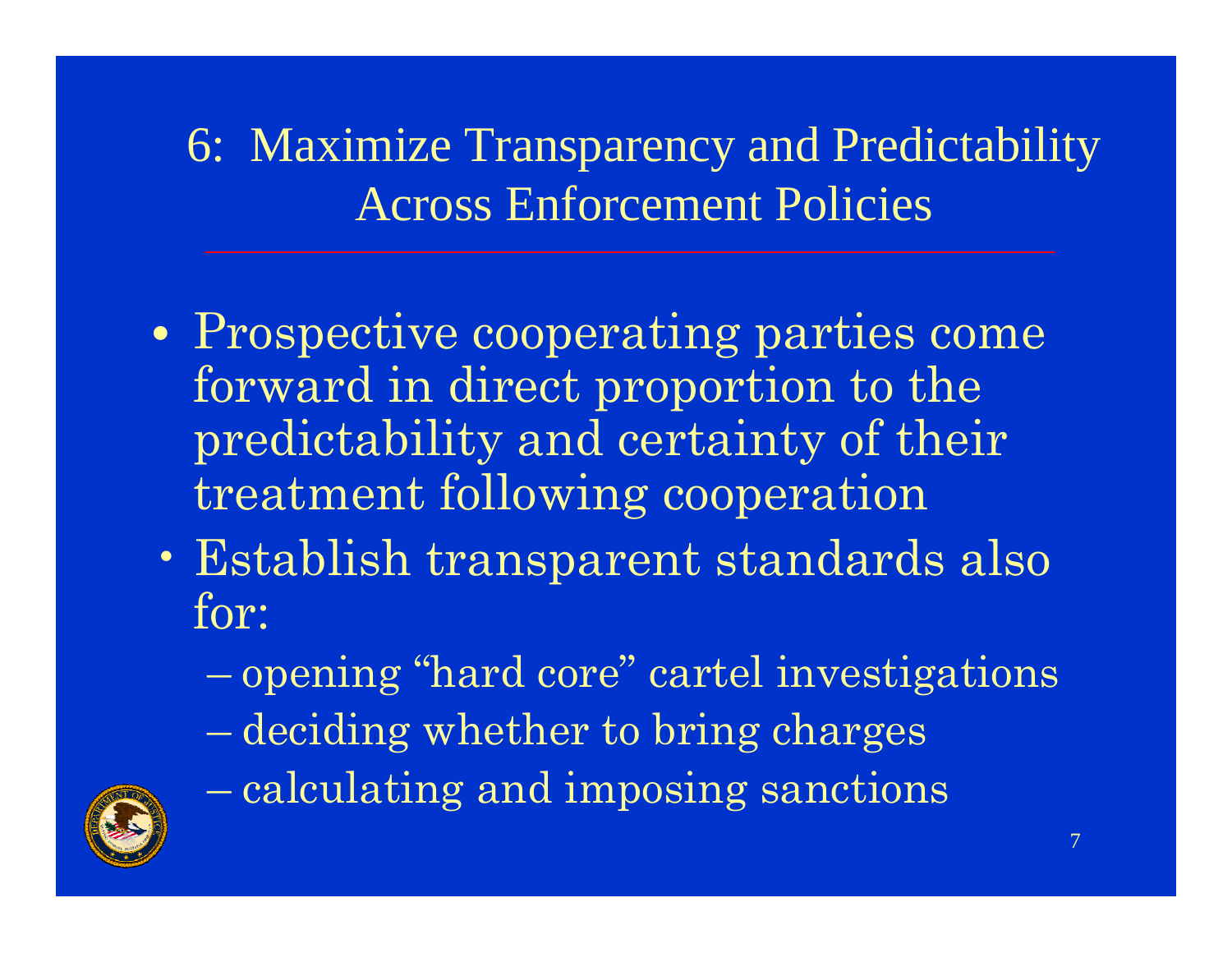# 6: Maximize Transparency and Predictability Across Enforcement Policies

- Prospective cooperating parties come forward in direct proportion to the predictability and certainty of their treatment following cooperation
- Establish transparent standards also for:
  - opening “hard core” cartel investigations
  - deciding whether to bring charges
  - calculating and imposing sanctions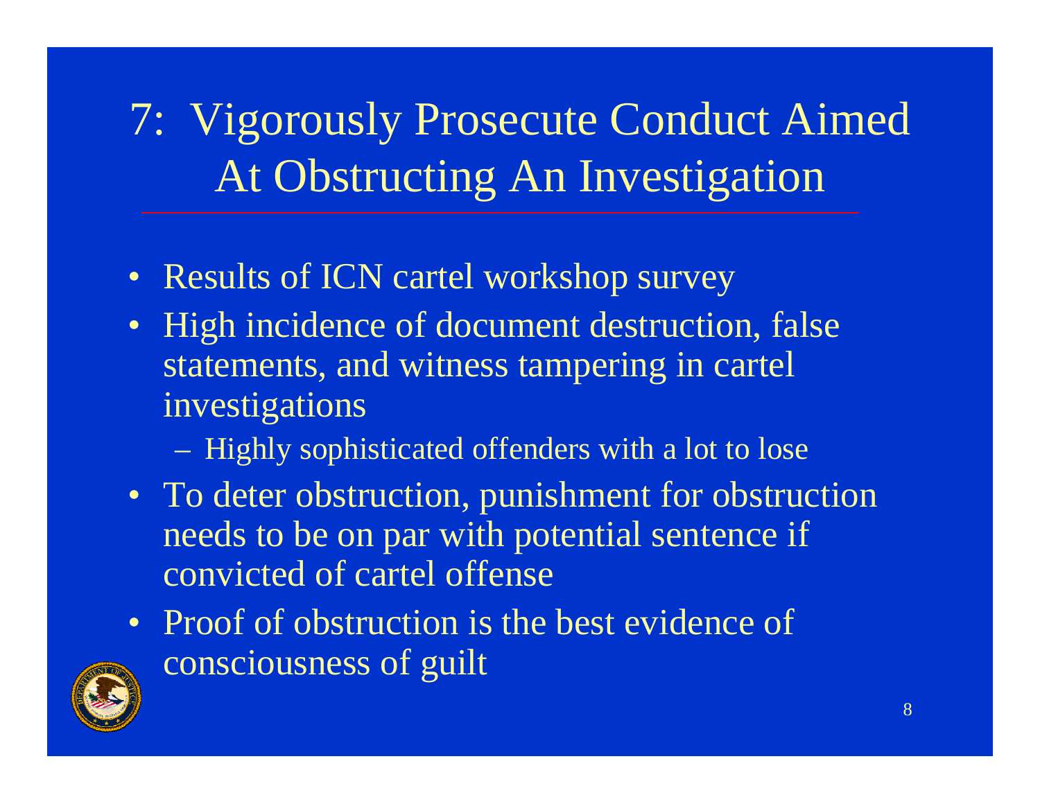# 7: Vigorously Prosecute Conduct Aimed At Obstructing An Investigation

- Results of ICN cartel workshop survey
- High incidence of document destruction, false statements, and witness tampering in cartel investigations
  - Highly sophisticated offenders with a lot to lose
- To deter obstruction, punishment for obstruction needs to be on par with potential sentence if convicted of cartel offense
- Proof of obstruction is the best evidence of consciousness of guilt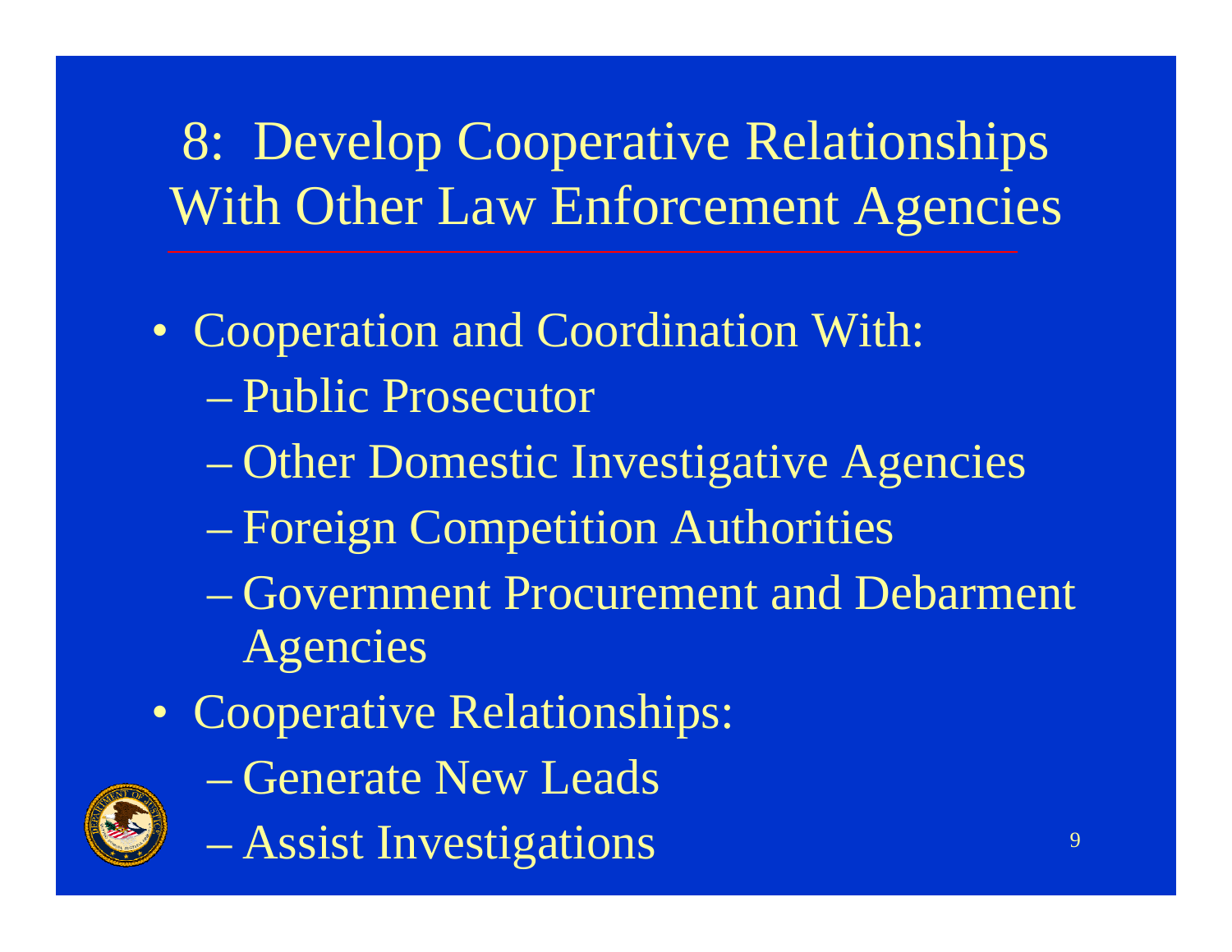# 8: Develop Cooperative Relationships With Other Law Enforcement Agencies

- Cooperation and Coordination With:
  - Public Prosecutor
  - Other Domestic Investigative Agencies
  - Foreign Competition Authorities
  - Government Procurement and Debarment Agencies
- Cooperative Relationships:
  - Generate New Leads
  - Assist Investigations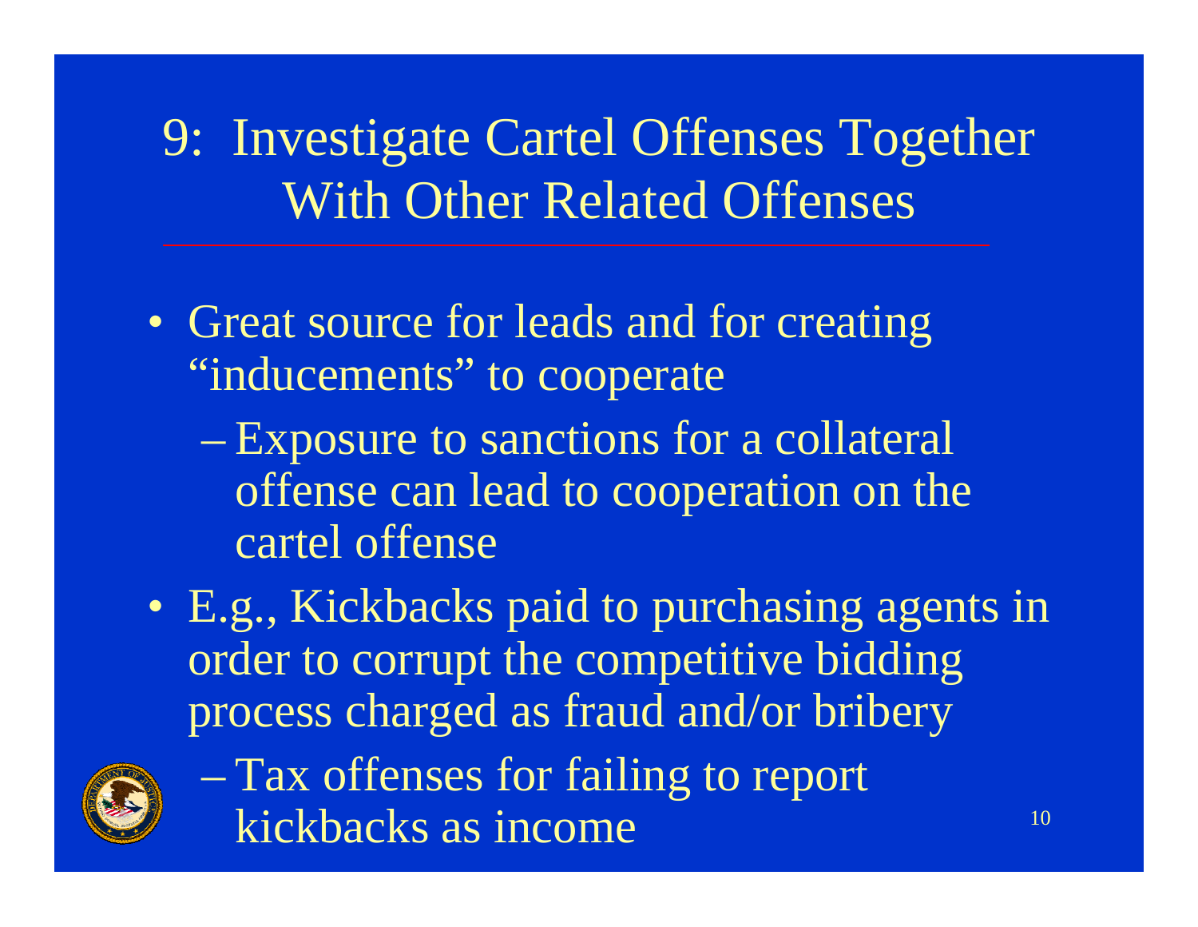# 9: Investigate Cartel Offenses Together With Other Related Offenses

- Great source for leads and for creating "inducements" to cooperate
  - Exposure to sanctions for a collateral offense can lead to cooperation on the cartel offense
- E.g., Kickbacks paid to purchasing agents in order to corrupt the competitive bidding process charged as fraud and/or bribery
  - Tax offenses for failing to report kickbacks as income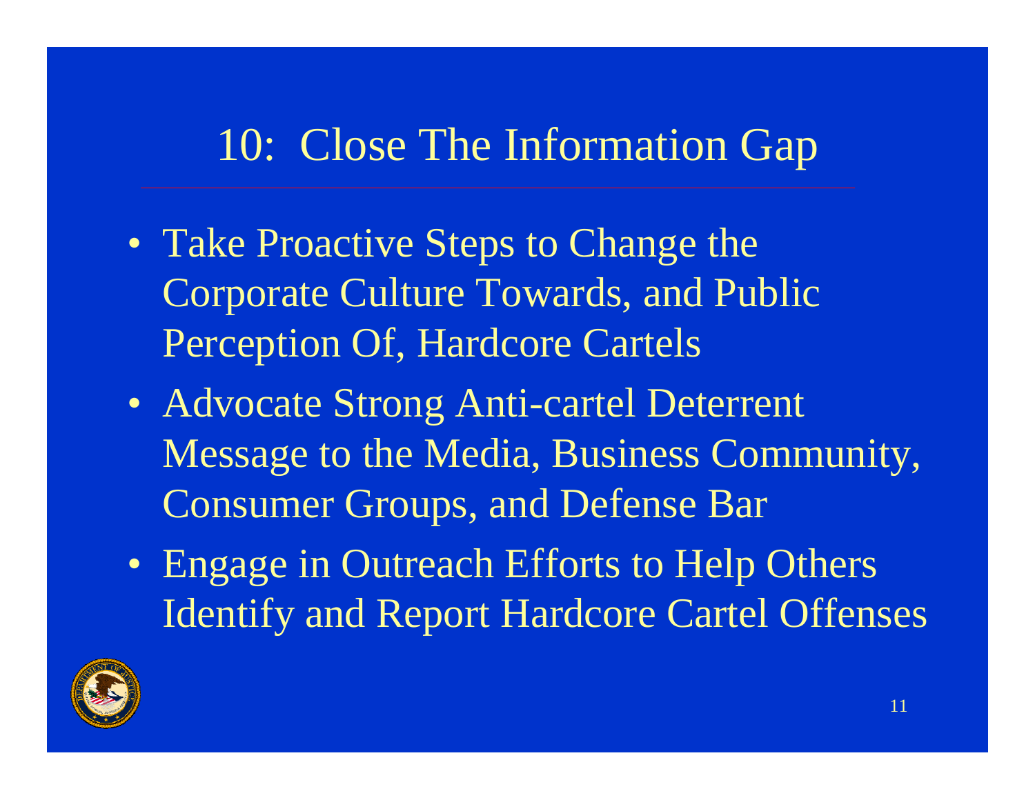# 10: Close The Information Gap

- Take Proactive Steps to Change the Corporate Culture Towards, and Public Perception Of, Hardcore Cartels
- Advocate Strong Anti-cartel Deterrent Message to the Media, Business Community, Consumer Groups, and Defense Bar
- Engage in Outreach Efforts to Help Others Identify and Report Hardcore Cartel Offenses